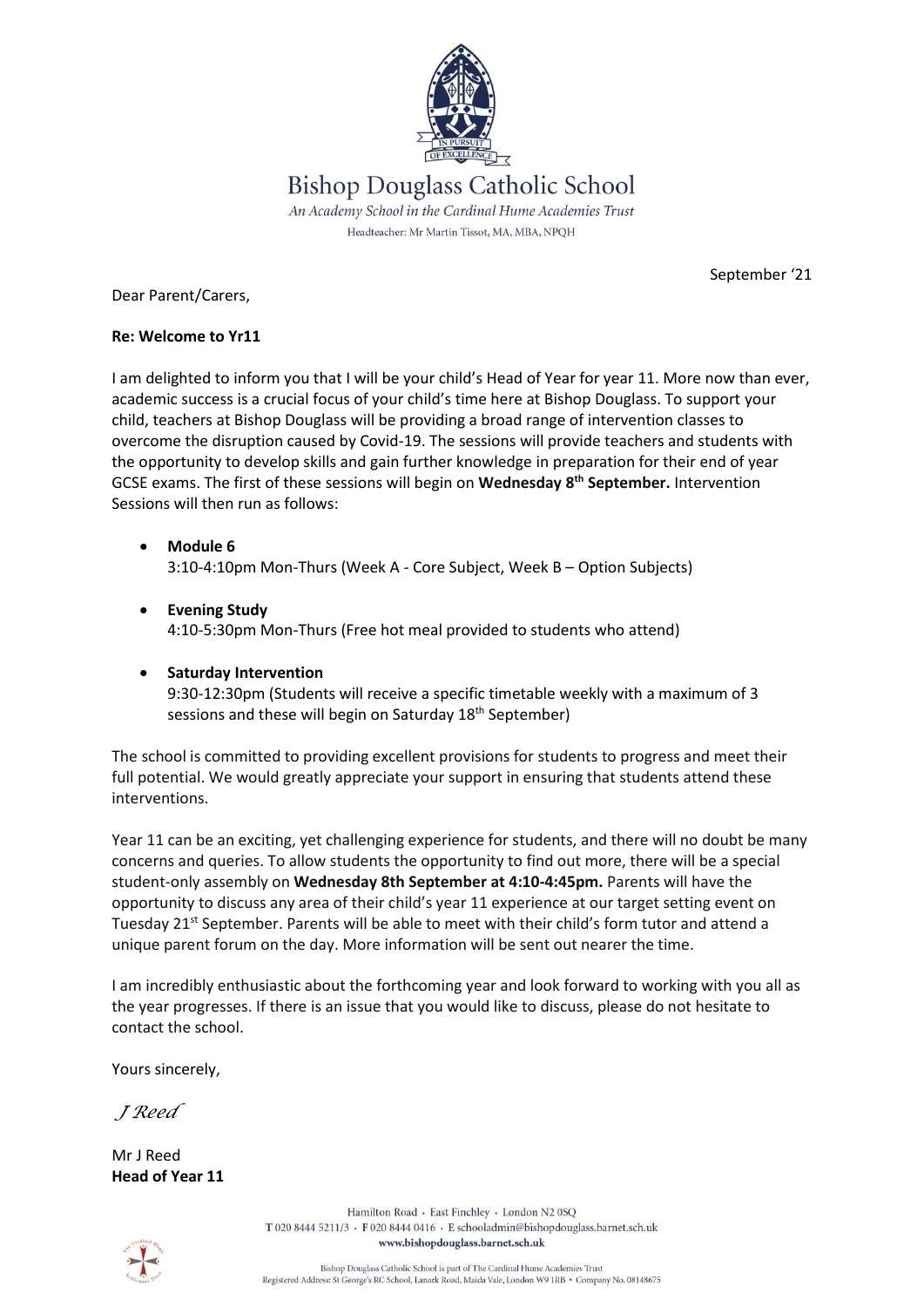# Bishop Douglass Catholic School

*An Academy School in the Cardinal Hume Academies Trust*

Headteacher: Mr Martin Tissot, MA, MBA, NPQH

September '21

Dear Parent/Carers,

**Re: Welcome to Yr11**

I am delighted to inform you that I will be your child's Head of Year for year 11. More now than ever, academic success is a crucial focus of your child's time here at Bishop Douglass. To support your child, teachers at Bishop Douglass will be providing a broad range of intervention classes to overcome the disruption caused by Covid-19. The sessions will provide teachers and students with the opportunity to develop skills and gain further knowledge in preparation for their end of year GCSE exams. The first of these sessions will begin on **Wednesday 8th September.** Intervention Sessions will then run as follows:

- **Module 6**
  3:10-4:10pm Mon-Thurs (Week A - Core Subject, Week B – Option Subjects)

- **Evening Study**
  4:10-5:30pm Mon-Thurs (Free hot meal provided to students who attend)

- **Saturday Intervention**
  9:30-12:30pm (Students will receive a specific timetable weekly with a maximum of 3 sessions and these will begin on Saturday 18th September)

The school is committed to providing excellent provisions for students to progress and meet their full potential. We would greatly appreciate your support in ensuring that students attend these interventions.

Year 11 can be an exciting, yet challenging experience for students, and there will no doubt be many concerns and queries. To allow students the opportunity to find out more, there will be a special student-only assembly on **Wednesday 8th September at 4:10-4:45pm.** Parents will have the opportunity to discuss any area of their child's year 11 experience at our target setting event on Tuesday 21st September. Parents will be able to meet with their child's form tutor and attend a unique parent forum on the day. More information will be sent out nearer the time.

I am incredibly enthusiastic about the forthcoming year and look forward to working with you all as the year progresses. If there is an issue that you would like to discuss, please do not hesitate to contact the school.

Yours sincerely,

*J Reed*

Mr J Reed
**Head of Year 11**

Hamilton Road · East Finchley · London N2 0SQ
T 020 8444 5211/3 · F 020 8444 0416 · E schooladmin@bishopdouglass.barnet.sch.uk
www.bishopdouglass.barnet.sch.uk

Bishop Douglass Catholic School is part of The Cardinal Hume Academies Trust
Registered Address: St George's RC School, Lanark Road, Maida Vale, London W9 1RB · Company No. 08148675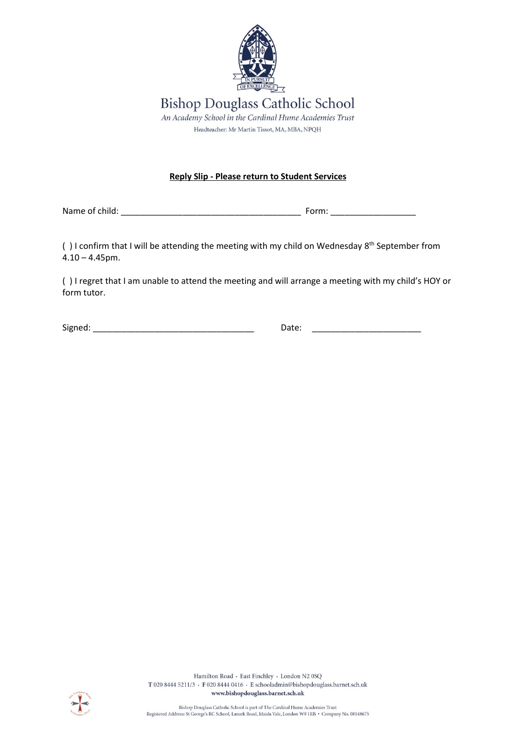Bishop Douglass Catholic School

*An Academy School in the Cardinal Hume Academies Trust*

Headteacher: Mr Martin Tissot, MA, MBA, NPQH

**Reply Slip - Please return to Student Services**

Name of child: ______________________________________ Form: __________________

( ) I confirm that I will be attending the meeting with my child on Wednesday 8th September from 4.10 – 4.45pm.

( ) I regret that I am unable to attend the meeting and will arrange a meeting with my child's HOY or form tutor.

Signed: __________________________________ Date: _______________________

Hamilton Road · East Finchley · London N2 0SQ
T 020 8444 5211/3 · F 020 8444 0416 · E schooladmin@bishopdouglass.barnet.sch.uk
www.bishopdouglass.barnet.sch.uk

Bishop Douglass Catholic School is part of The Cardinal Hume Academies Trust
Registered Address: St George's RC School, Lanark Road, Maida Vale, London W9 1RB · Company No. 08148675